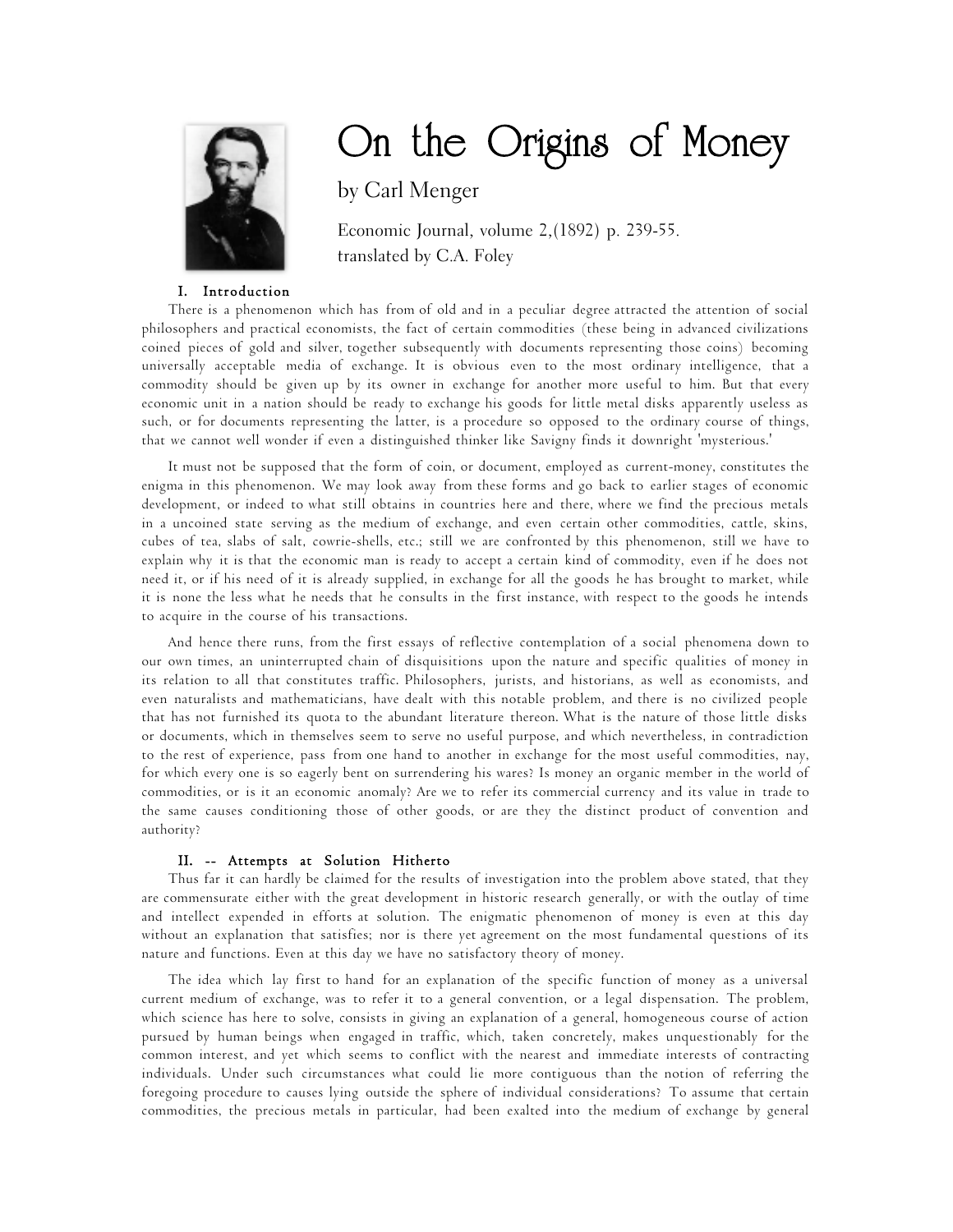# On the Origins of Money

by Carl Menger

Economic Journal, volume 2,(1892) p. 239-55.
translated by C.A. Foley

## I. Introduction

There is a phenomenon which has from of old and in a peculiar degree attracted the attention of social philosophers and practical economists, the fact of certain commodities (these being in advanced civilizations coined pieces of gold and silver, together subsequently with documents representing those coins) becoming universally acceptable media of exchange. It is obvious even to the most ordinary intelligence, that a commodity should be given up by its owner in exchange for another more useful to him. But that every economic unit in a nation should be ready to exchange his goods for little metal disks apparently useless as such, or for documents representing the latter, is a procedure so opposed to the ordinary course of things, that we cannot well wonder if even a distinguished thinker like Savigny finds it downright 'mysterious.'

It must not be supposed that the form of coin, or document, employed as current-money, constitutes the enigma in this phenomenon. We may look away from these forms and go back to earlier stages of economic development, or indeed to what still obtains in countries here and there, where we find the precious metals in a uncoined state serving as the medium of exchange, and even certain other commodities, cattle, skins, cubes of tea, slabs of salt, cowrie-shells, etc.; still we are confronted by this phenomenon, still we have to explain why it is that the economic man is ready to accept a certain kind of commodity, even if he does not need it, or if his need of it is already supplied, in exchange for all the goods he has brought to market, while it is none the less what he needs that he consults in the first instance, with respect to the goods he intends to acquire in the course of his transactions.

And hence there runs, from the first essays of reflective contemplation of a social phenomena down to our own times, an uninterrupted chain of disquisitions upon the nature and specific qualities of money in its relation to all that constitutes traffic. Philosophers, jurists, and historians, as well as economists, and even naturalists and mathematicians, have dealt with this notable problem, and there is no civilized people that has not furnished its quota to the abundant literature thereon. What is the nature of those little disks or documents, which in themselves seem to serve no useful purpose, and which nevertheless, in contradiction to the rest of experience, pass from one hand to another in exchange for the most useful commodities, nay, for which every one is so eagerly bent on surrendering his wares? Is money an organic member in the world of commodities, or is it an economic anomaly? Are we to refer its commercial currency and its value in trade to the same causes conditioning those of other goods, or are they the distinct product of convention and authority?

## II. -- Attempts at Solution Hitherto

Thus far it can hardly be claimed for the results of investigation into the problem above stated, that they are commensurate either with the great development in historic research generally, or with the outlay of time and intellect expended in efforts at solution. The enigmatic phenomenon of money is even at this day without an explanation that satisfies; nor is there yet agreement on the most fundamental questions of its nature and functions. Even at this day we have no satisfactory theory of money.

The idea which lay first to hand for an explanation of the specific function of money as a universal current medium of exchange, was to refer it to a general convention, or a legal dispensation. The problem, which science has here to solve, consists in giving an explanation of a general, homogeneous course of action pursued by human beings when engaged in traffic, which, taken concretely, makes unquestionably for the common interest, and yet which seems to conflict with the nearest and immediate interests of contracting individuals. Under such circumstances what could lie more contiguous than the notion of referring the foregoing procedure to causes lying outside the sphere of individual considerations? To assume that certain commodities, the precious metals in particular, had been exalted into the medium of exchange by general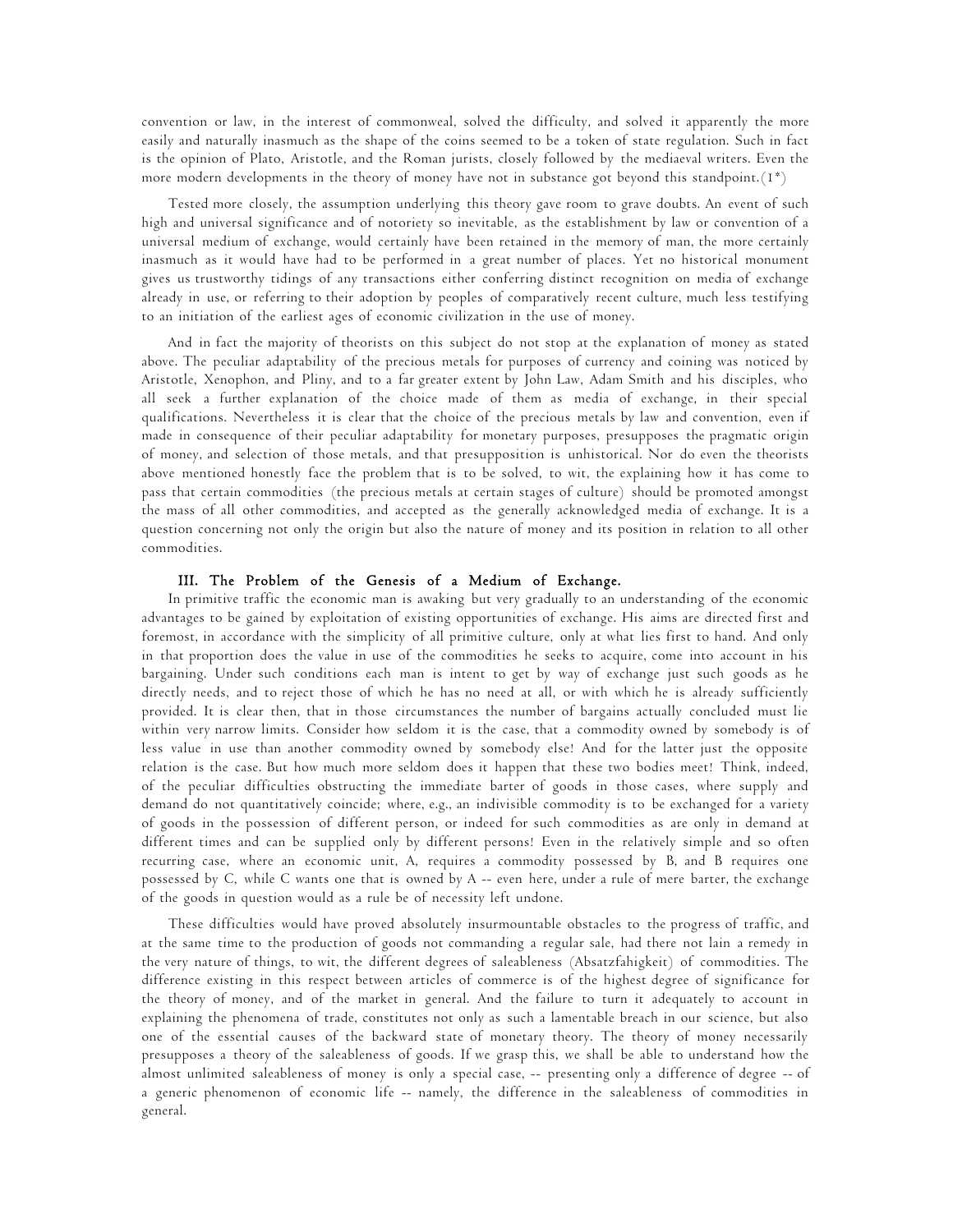convention or law, in the interest of commonweal, solved the difficulty, and solved it apparently the more easily and naturally inasmuch as the shape of the coins seemed to be a token of state regulation. Such in fact is the opinion of Plato, Aristotle, and the Roman jurists, closely followed by the mediaeval writers. Even the more modern developments in the theory of money have not in substance got beyond this standpoint.(1*)

Tested more closely, the assumption underlying this theory gave room to grave doubts. An event of such high and universal significance and of notoriety so inevitable, as the establishment by law or convention of a universal medium of exchange, would certainly have been retained in the memory of man, the more certainly inasmuch as it would have had to be performed in a great number of places. Yet no historical monument gives us trustworthy tidings of any transactions either conferring distinct recognition on media of exchange already in use, or referring to their adoption by peoples of comparatively recent culture, much less testifying to an initiation of the earliest ages of economic civilization in the use of money.

And in fact the majority of theorists on this subject do not stop at the explanation of money as stated above. The peculiar adaptability of the precious metals for purposes of currency and coining was noticed by Aristotle, Xenophon, and Pliny, and to a far greater extent by John Law, Adam Smith and his disciples, who all seek a further explanation of the choice made of them as media of exchange, in their special qualifications. Nevertheless it is clear that the choice of the precious metals by law and convention, even if made in consequence of their peculiar adaptability for monetary purposes, presupposes the pragmatic origin of money, and selection of those metals, and that presupposition is unhistorical. Nor do even the theorists above mentioned honestly face the problem that is to be solved, to wit, the explaining how it has come to pass that certain commodities (the precious metals at certain stages of culture) should be promoted amongst the mass of all other commodities, and accepted as the generally acknowledged media of exchange. It is a question concerning not only the origin but also the nature of money and its position in relation to all other commodities.

## III. The Problem of the Genesis of a Medium of Exchange.

In primitive traffic the economic man is awaking but very gradually to an understanding of the economic advantages to be gained by exploitation of existing opportunities of exchange. His aims are directed first and foremost, in accordance with the simplicity of all primitive culture, only at what lies first to hand. And only in that proportion does the value in use of the commodities he seeks to acquire, come into account in his bargaining. Under such conditions each man is intent to get by way of exchange just such goods as he directly needs, and to reject those of which he has no need at all, or with which he is already sufficiently provided. It is clear then, that in those circumstances the number of bargains actually concluded must lie within very narrow limits. Consider how seldom it is the case, that a commodity owned by somebody is of less value in use than another commodity owned by somebody else! And for the latter just the opposite relation is the case. But how much more seldom does it happen that these two bodies meet! Think, indeed, of the peculiar difficulties obstructing the immediate barter of goods in those cases, where supply and demand do not quantitatively coincide; where, e.g., an indivisible commodity is to be exchanged for a variety of goods in the possession of different person, or indeed for such commodities as are only in demand at different times and can be supplied only by different persons! Even in the relatively simple and so often recurring case, where an economic unit, A, requires a commodity possessed by B, and B requires one possessed by C, while C wants one that is owned by A -- even here, under a rule of mere barter, the exchange of the goods in question would as a rule be of necessity left undone.

These difficulties would have proved absolutely insurmountable obstacles to the progress of traffic, and at the same time to the production of goods not commanding a regular sale, had there not lain a remedy in the very nature of things, to wit, the different degrees of saleableness (Absatzfahigkeit) of commodities. The difference existing in this respect between articles of commerce is of the highest degree of significance for the theory of money, and of the market in general. And the failure to turn it adequately to account in explaining the phenomena of trade, constitutes not only as such a lamentable breach in our science, but also one of the essential causes of the backward state of monetary theory. The theory of money necessarily presupposes a theory of the saleableness of goods. If we grasp this, we shall be able to understand how the almost unlimited saleableness of money is only a special case, -- presenting only a difference of degree -- of a generic phenomenon of economic life -- namely, the difference in the saleableness of commodities in general.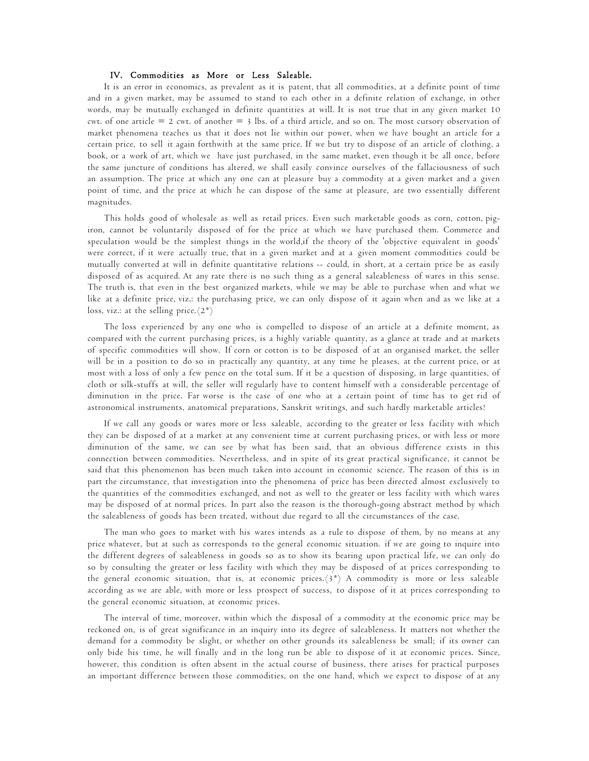## IV. Commodities as More or Less Saleable.

It is an error in economics, as prevalent as it is patent, that all commodities, at a definite point of time and in a given market, may be assumed to stand to each other in a definite relation of exchange, in other words, may be mutually exchanged in definite quantities at will. It is not true that in any given market 10 cwt. of one article = 2 cwt. of another = 3 lbs. of a third article, and so on. The most cursory observation of market phenomena teaches us that it does not lie within our power, when we have bought an article for a certain price, to sell it again forthwith at the same price. If we but try to dispose of an article of clothing, a book, or a work of art, which we have just purchased, in the same market, even though it be all once, before the same juncture of conditions has altered, we shall easily convince ourselves of the fallaciousness of such an assumption. The price at which any one can at pleasure buy a commodity at a given market and a given point of time, and the price at which he can dispose of the same at pleasure, are two essentially different magnitudes.

This holds good of wholesale as well as retail prices. Even such marketable goods as corn, cotton, pig-iron, cannot be voluntarily disposed of for the price at which we have purchased them. Commerce and speculation would be the simplest things in the world,if the theory of the 'objective equivalent in goods' were correct, if it were actually true, that in a given market and at a given moment commodities could be mutually converted at will in definite quantitative relations -- could, in short, at a certain price be as easily disposed of as acquired. At any rate there is no such thing as a general saleableness of wares in this sense. The truth is, that even in the best organized markets, while we may be able to purchase when and what we like at a definite price, viz.: the purchasing price, we can only dispose of it again when and as we like at a loss, viz.: at the selling price.(2*)

The loss experienced by any one who is compelled to dispose of an article at a definite moment, as compared with the current purchasing prices, is a highly variable quantity, as a glance at trade and at markets of specific commodities will show. If corn or cotton is to be disposed of at an organised market, the seller will be in a position to do so in practically any quantity, at any time he pleases, at the current price, or at most with a loss of only a few pence on the total sum. If it be a question of disposing, in large quantities, of cloth or silk-stuffs at will, the seller will regularly have to content himself with a considerable percentage of diminution in the price. Far worse is the case of one who at a certain point of time has to get rid of astronomical instruments, anatomical preparations, Sanskrit writings, and such hardly marketable articles!

If we call any goods or wares more or less saleable, according to the greater or less facility with which they can be disposed of at a market at any convenient time at current purchasing prices, or with less or more diminution of the same, we can see by what has been said, that an obvious difference exists in this connection between commodities. Nevertheless, and in spite of its great practical significance, it cannot be said that this phenomenon has been much taken into account in economic science. The reason of this is in part the circumstance, that investigation into the phenomena of price has been directed almost exclusively to the quantities of the commodities exchanged, and not as well to the greater or less facility with which wares may be disposed of at normal prices. In part also the reason is the thorough-going abstract method by which the saleableness of goods has been treated, without due regard to all the circumstances of the case.

The man who goes to market with his wares intends as a rule to dispose of them, by no means at any price whatever, but at such as corresponds to the general economic situation. if we are going to inquire into the different degrees of saleableness in goods so as to show its bearing upon practical life, we can only do so by consulting the greater or less facility with which they may be disposed of at prices corresponding to the general economic situation, that is, at economic prices.(3*) A commodity is more or less saleable according as we are able, with more or less prospect of success, to dispose of it at prices corresponding to the general economic situation, at economic prices.

The interval of time, moreover, within which the disposal of a commodity at the economic price may be reckoned on, is of great significance in an inquiry into its degree of saleableness. It matters not whether the demand for a commodity be slight, or whether on other grounds its saleableness be small; if its owner can only bide his time, he will finally and in the long run be able to dispose of it at economic prices. Since, however, this condition is often absent in the actual course of business, there arises for practical purposes an important difference between those commodities, on the one hand, which we expect to dispose of at any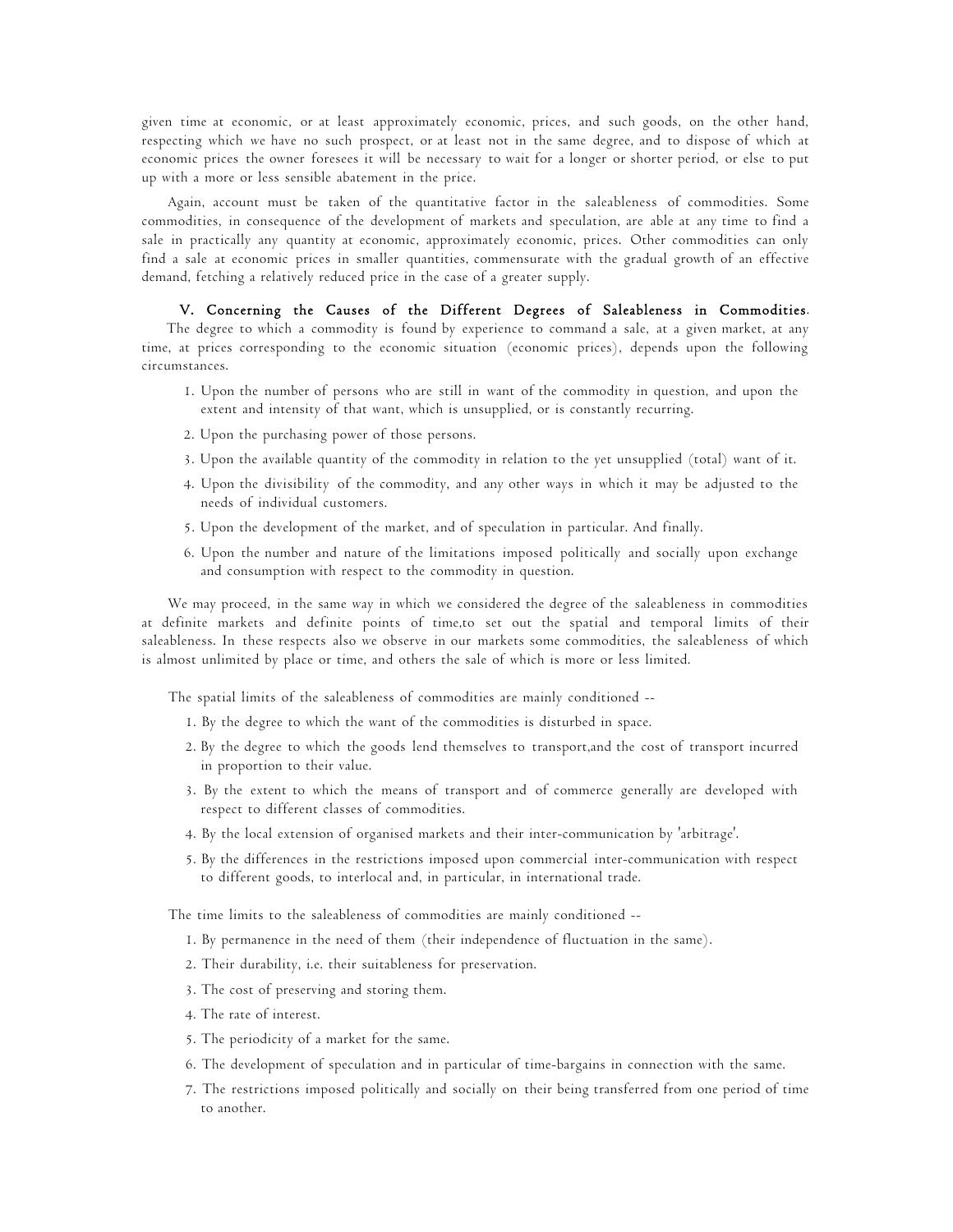given time at economic, or at least approximately economic, prices, and such goods, on the other hand, respecting which we have no such prospect, or at least not in the same degree, and to dispose of which at economic prices the owner foresees it will be necessary to wait for a longer or shorter period, or else to put up with a more or less sensible abatement in the price.

Again, account must be taken of the quantitative factor in the saleableness of commodities. Some commodities, in consequence of the development of markets and speculation, are able at any time to find a sale in practically any quantity at economic, approximately economic, prices. Other commodities can only find a sale at economic prices in smaller quantities, commensurate with the gradual growth of an effective demand, fetching a relatively reduced price in the case of a greater supply.

### V. Concerning the Causes of the Different Degrees of Saleableness in Commodities.

The degree to which a commodity is found by experience to command a sale, at a given market, at any time, at prices corresponding to the economic situation (economic prices), depends upon the following circumstances.

1. Upon the number of persons who are still in want of the commodity in question, and upon the extent and intensity of that want, which is unsupplied, or is constantly recurring.
2. Upon the purchasing power of those persons.
3. Upon the available quantity of the commodity in relation to the yet unsupplied (total) want of it.
4. Upon the divisibility of the commodity, and any other ways in which it may be adjusted to the needs of individual customers.
5. Upon the development of the market, and of speculation in particular. And finally.
6. Upon the number and nature of the limitations imposed politically and socially upon exchange and consumption with respect to the commodity in question.

We may proceed, in the same way in which we considered the degree of the saleableness in commodities at definite markets and definite points of time,to set out the spatial and temporal limits of their saleableness. In these respects also we observe in our markets some commodities, the saleableness of which is almost unlimited by place or time, and others the sale of which is more or less limited.

The spatial limits of the saleableness of commodities are mainly conditioned --

1. By the degree to which the want of the commodities is disturbed in space.
2. By the degree to which the goods lend themselves to transport,and the cost of transport incurred in proportion to their value.
3. By the extent to which the means of transport and of commerce generally are developed with respect to different classes of commodities.
4. By the local extension of organised markets and their inter-communication by 'arbitrage'.
5. By the differences in the restrictions imposed upon commercial inter-communication with respect to different goods, to interlocal and, in particular, in international trade.

The time limits to the saleableness of commodities are mainly conditioned --

1. By permanence in the need of them (their independence of fluctuation in the same).
2. Their durability, i.e. their suitableness for preservation.
3. The cost of preserving and storing them.
4. The rate of interest.
5. The periodicity of a market for the same.
6. The development of speculation and in particular of time-bargains in connection with the same.
7. The restrictions imposed politically and socially on their being transferred from one period of time to another.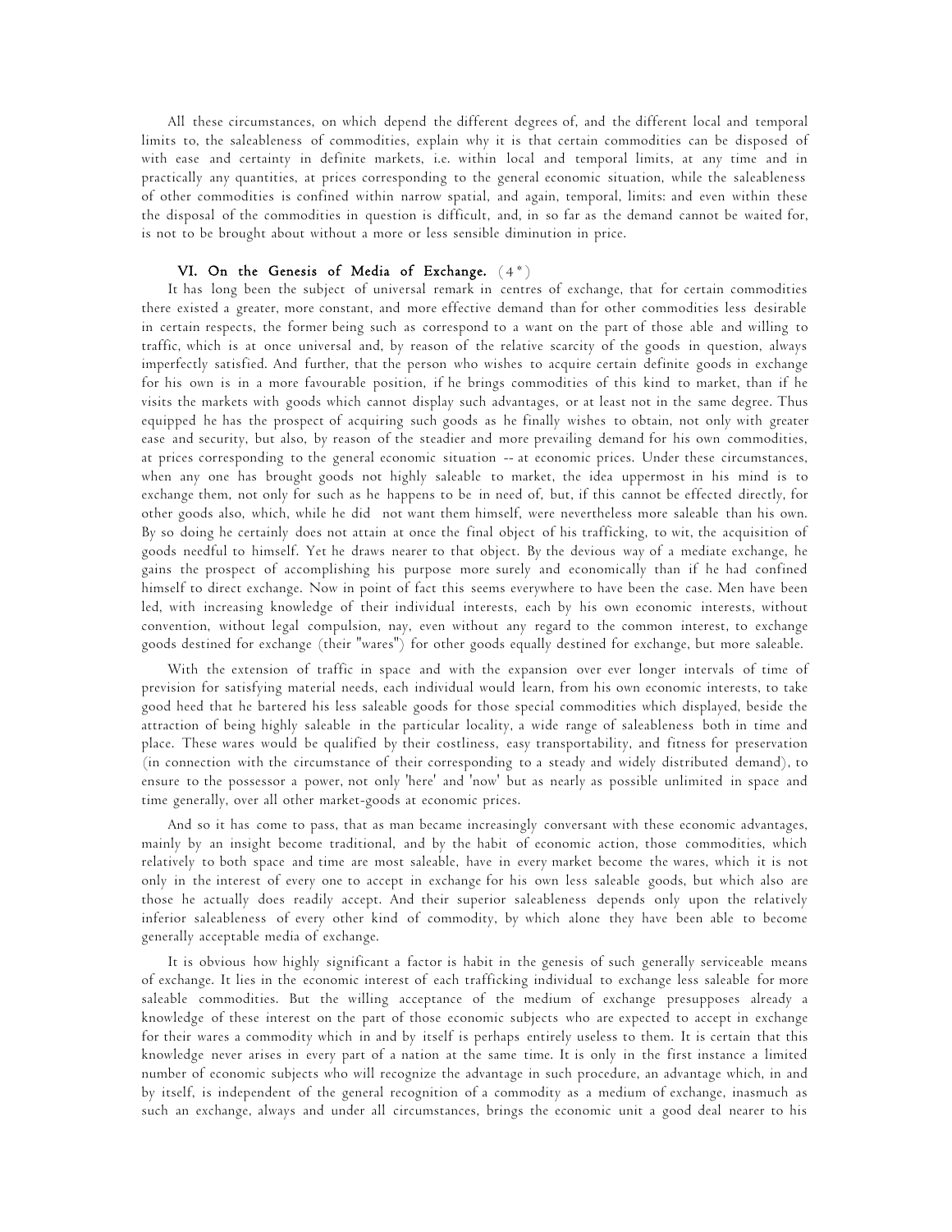All these circumstances, on which depend the different degrees of, and the different local and temporal limits to, the saleableness of commodities, explain why it is that certain commodities can be disposed of with ease and certainty in definite markets, i.e. within local and temporal limits, at any time and in practically any quantities, at prices corresponding to the general economic situation, while the saleableness of other commodities is confined within narrow spatial, and again, temporal, limits: and even within these the disposal of the commodities in question is difficult, and, in so far as the demand cannot be waited for, is not to be brought about without a more or less sensible diminution in price.

## VI. On the Genesis of Media of Exchange. (4*)

It has long been the subject of universal remark in centres of exchange, that for certain commodities there existed a greater, more constant, and more effective demand than for other commodities less desirable in certain respects, the former being such as correspond to a want on the part of those able and willing to traffic, which is at once universal and, by reason of the relative scarcity of the goods in question, always imperfectly satisfied. And further, that the person who wishes to acquire certain definite goods in exchange for his own is in a more favourable position, if he brings commodities of this kind to market, than if he visits the markets with goods which cannot display such advantages, or at least not in the same degree. Thus equipped he has the prospect of acquiring such goods as he finally wishes to obtain, not only with greater ease and security, but also, by reason of the steadier and more prevailing demand for his own commodities, at prices corresponding to the general economic situation -- at economic prices. Under these circumstances, when any one has brought goods not highly saleable to market, the idea uppermost in his mind is to exchange them, not only for such as he happens to be in need of, but, if this cannot be effected directly, for other goods also, which, while he did not want them himself, were nevertheless more saleable than his own. By so doing he certainly does not attain at once the final object of his trafficking, to wit, the acquisition of goods needful to himself. Yet he draws nearer to that object. By the devious way of a mediate exchange, he gains the prospect of accomplishing his purpose more surely and economically than if he had confined himself to direct exchange. Now in point of fact this seems everywhere to have been the case. Men have been led, with increasing knowledge of their individual interests, each by his own economic interests, without convention, without legal compulsion, nay, even without any regard to the common interest, to exchange goods destined for exchange (their "wares") for other goods equally destined for exchange, but more saleable.

With the extension of traffic in space and with the expansion over ever longer intervals of time of prevision for satisfying material needs, each individual would learn, from his own economic interests, to take good heed that he bartered his less saleable goods for those special commodities which displayed, beside the attraction of being highly saleable in the particular locality, a wide range of saleableness both in time and place. These wares would be qualified by their costliness, easy transportability, and fitness for preservation (in connection with the circumstance of their corresponding to a steady and widely distributed demand), to ensure to the possessor a power, not only 'here' and 'now' but as nearly as possible unlimited in space and time generally, over all other market-goods at economic prices.

And so it has come to pass, that as man became increasingly conversant with these economic advantages, mainly by an insight become traditional, and by the habit of economic action, those commodities, which relatively to both space and time are most saleable, have in every market become the wares, which it is not only in the interest of every one to accept in exchange for his own less saleable goods, but which also are those he actually does readily accept. And their superior saleableness depends only upon the relatively inferior saleableness of every other kind of commodity, by which alone they have been able to become generally acceptable media of exchange.

It is obvious how highly significant a factor is habit in the genesis of such generally serviceable means of exchange. It lies in the economic interest of each trafficking individual to exchange less saleable for more saleable commodities. But the willing acceptance of the medium of exchange presupposes already a knowledge of these interest on the part of those economic subjects who are expected to accept in exchange for their wares a commodity which in and by itself is perhaps entirely useless to them. It is certain that this knowledge never arises in every part of a nation at the same time. It is only in the first instance a limited number of economic subjects who will recognize the advantage in such procedure, an advantage which, in and by itself, is independent of the general recognition of a commodity as a medium of exchange, inasmuch as such an exchange, always and under all circumstances, brings the economic unit a good deal nearer to his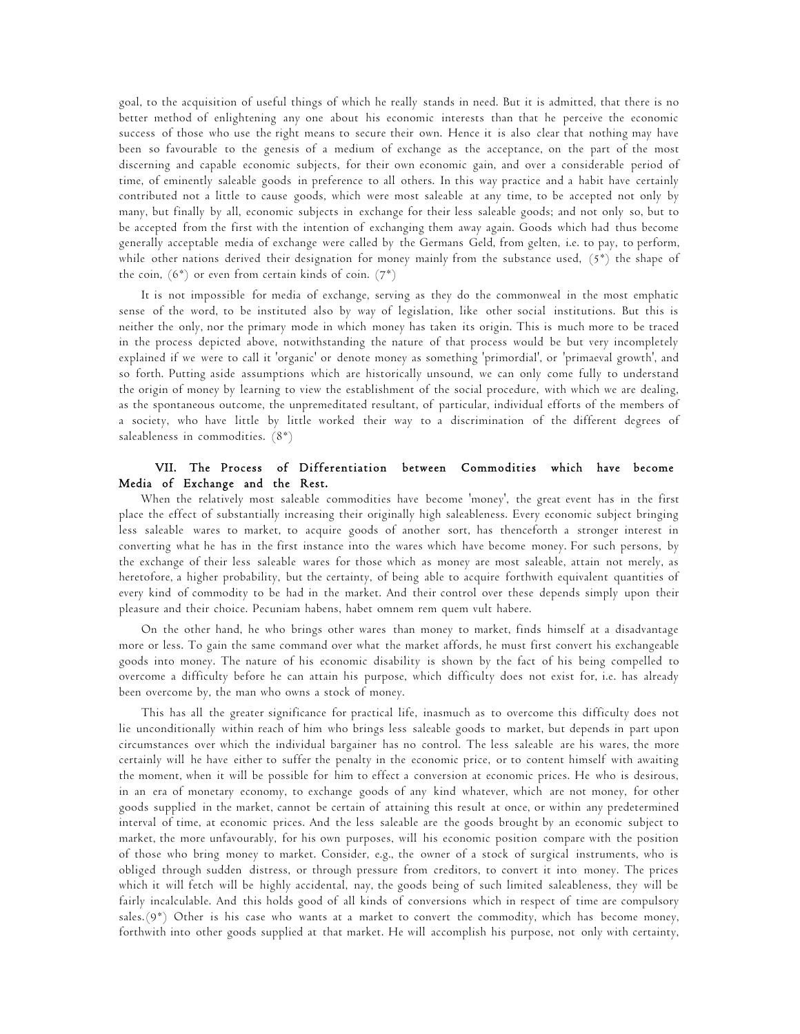goal, to the acquisition of useful things of which he really stands in need. But it is admitted, that there is no better method of enlightening any one about his economic interests than that he perceive the economic success of those who use the right means to secure their own. Hence it is also clear that nothing may have been so favourable to the genesis of a medium of exchange as the acceptance, on the part of the most discerning and capable economic subjects, for their own economic gain, and over a considerable period of time, of eminently saleable goods in preference to all others. In this way practice and a habit have certainly contributed not a little to cause goods, which were most saleable at any time, to be accepted not only by many, but finally by all, economic subjects in exchange for their less saleable goods; and not only so, but to be accepted from the first with the intention of exchanging them away again. Goods which had thus become generally acceptable media of exchange were called by the Germans Geld, from gelten, i.e. to pay, to perform, while other nations derived their designation for money mainly from the substance used, (5*) the shape of the coin, (6*) or even from certain kinds of coin. (7*)

It is not impossible for media of exchange, serving as they do the commonweal in the most emphatic sense of the word, to be instituted also by way of legislation, like other social institutions. But this is neither the only, nor the primary mode in which money has taken its origin. This is much more to be traced in the process depicted above, notwithstanding the nature of that process would be but very incompletely explained if we were to call it 'organic' or denote money as something 'primordial', or 'primaeval growth', and so forth. Putting aside assumptions which are historically unsound, we can only come fully to understand the origin of money by learning to view the establishment of the social procedure, with which we are dealing, as the spontaneous outcome, the unpremeditated resultant, of particular, individual efforts of the members of a society, who have little by little worked their way to a discrimination of the different degrees of saleableness in commodities. (8*)

## VII. The Process of Differentiation between Commodities which have become Media of Exchange and the Rest.

When the relatively most saleable commodities have become 'money', the great event has in the first place the effect of substantially increasing their originally high saleableness. Every economic subject bringing less saleable wares to market, to acquire goods of another sort, has thenceforth a stronger interest in converting what he has in the first instance into the wares which have become money. For such persons, by the exchange of their less saleable wares for those which as money are most saleable, attain not merely, as heretofore, a higher probability, but the certainty, of being able to acquire forthwith equivalent quantities of every kind of commodity to be had in the market. And their control over these depends simply upon their pleasure and their choice. Pecuniam habens, habet omnem rem quem vult habere.

On the other hand, he who brings other wares than money to market, finds himself at a disadvantage more or less. To gain the same command over what the market affords, he must first convert his exchangeable goods into money. The nature of his economic disability is shown by the fact of his being compelled to overcome a difficulty before he can attain his purpose, which difficulty does not exist for, i.e. has already been overcome by, the man who owns a stock of money.

This has all the greater significance for practical life, inasmuch as to overcome this difficulty does not lie unconditionally within reach of him who brings less saleable goods to market, but depends in part upon circumstances over which the individual bargainer has no control. The less saleable are his wares, the more certainly will he have either to suffer the penalty in the economic price, or to content himself with awaiting the moment, when it will be possible for him to effect a conversion at economic prices. He who is desirous, in an era of monetary economy, to exchange goods of any kind whatever, which are not money, for other goods supplied in the market, cannot be certain of attaining this result at once, or within any predetermined interval of time, at economic prices. And the less saleable are the goods brought by an economic subject to market, the more unfavourably, for his own purposes, will his economic position compare with the position of those who bring money to market. Consider, e.g., the owner of a stock of surgical instruments, who is obliged through sudden distress, or through pressure from creditors, to convert it into money. The prices which it will fetch will be highly accidental, nay, the goods being of such limited saleableness, they will be fairly incalculable. And this holds good of all kinds of conversions which in respect of time are compulsory sales.(9*) Other is his case who wants at a market to convert the commodity, which has become money, forthwith into other goods supplied at that market. He will accomplish his purpose, not only with certainty,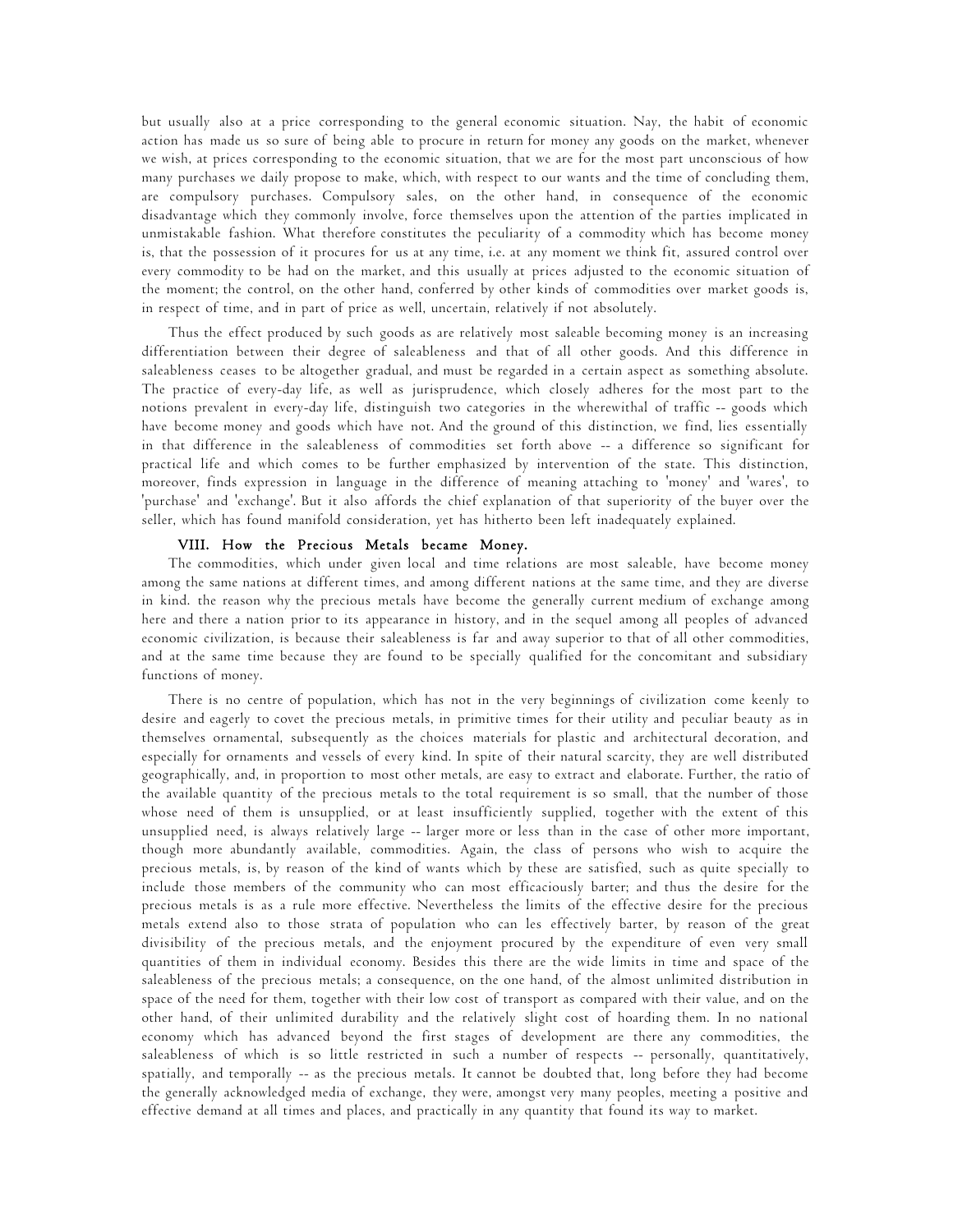but usually also at a price corresponding to the general economic situation. Nay, the habit of economic action has made us so sure of being able to procure in return for money any goods on the market, whenever we wish, at prices corresponding to the economic situation, that we are for the most part unconscious of how many purchases we daily propose to make, which, with respect to our wants and the time of concluding them, are compulsory purchases. Compulsory sales, on the other hand, in consequence of the economic disadvantage which they commonly involve, force themselves upon the attention of the parties implicated in unmistakable fashion. What therefore constitutes the peculiarity of a commodity which has become money is, that the possession of it procures for us at any time, i.e. at any moment we think fit, assured control over every commodity to be had on the market, and this usually at prices adjusted to the economic situation of the moment; the control, on the other hand, conferred by other kinds of commodities over market goods is, in respect of time, and in part of price as well, uncertain, relatively if not absolutely.

Thus the effect produced by such goods as are relatively most saleable becoming money is an increasing differentiation between their degree of saleableness and that of all other goods. And this difference in saleableness ceases to be altogether gradual, and must be regarded in a certain aspect as something absolute. The practice of every-day life, as well as jurisprudence, which closely adheres for the most part to the notions prevalent in every-day life, distinguish two categories in the wherewithal of traffic -- goods which have become money and goods which have not. And the ground of this distinction, we find, lies essentially in that difference in the saleableness of commodities set forth above -- a difference so significant for practical life and which comes to be further emphasized by intervention of the state. This distinction, moreover, finds expression in language in the difference of meaning attaching to 'money' and 'wares', to 'purchase' and 'exchange'. But it also affords the chief explanation of that superiority of the buyer over the seller, which has found manifold consideration, yet has hitherto been left inadequately explained.

## VIII. How the Precious Metals became Money.

The commodities, which under given local and time relations are most saleable, have become money among the same nations at different times, and among different nations at the same time, and they are diverse in kind. the reason why the precious metals have become the generally current medium of exchange among here and there a nation prior to its appearance in history, and in the sequel among all peoples of advanced economic civilization, is because their saleableness is far and away superior to that of all other commodities, and at the same time because they are found to be specially qualified for the concomitant and subsidiary functions of money.

There is no centre of population, which has not in the very beginnings of civilization come keenly to desire and eagerly to covet the precious metals, in primitive times for their utility and peculiar beauty as in themselves ornamental, subsequently as the choices materials for plastic and architectural decoration, and especially for ornaments and vessels of every kind. In spite of their natural scarcity, they are well distributed geographically, and, in proportion to most other metals, are easy to extract and elaborate. Further, the ratio of the available quantity of the precious metals to the total requirement is so small, that the number of those whose need of them is unsupplied, or at least insufficiently supplied, together with the extent of this unsupplied need, is always relatively large -- larger more or less than in the case of other more important, though more abundantly available, commodities. Again, the class of persons who wish to acquire the precious metals, is, by reason of the kind of wants which by these are satisfied, such as quite specially to include those members of the community who can most efficaciously barter; and thus the desire for the precious metals is as a rule more effective. Nevertheless the limits of the effective desire for the precious metals extend also to those strata of population who can les effectively barter, by reason of the great divisibility of the precious metals, and the enjoyment procured by the expenditure of even very small quantities of them in individual economy. Besides this there are the wide limits in time and space of the saleableness of the precious metals; a consequence, on the one hand, of the almost unlimited distribution in space of the need for them, together with their low cost of transport as compared with their value, and on the other hand, of their unlimited durability and the relatively slight cost of hoarding them. In no national economy which has advanced beyond the first stages of development are there any commodities, the saleableness of which is so little restricted in such a number of respects -- personally, quantitatively, spatially, and temporally -- as the precious metals. It cannot be doubted that, long before they had become the generally acknowledged media of exchange, they were, amongst very many peoples, meeting a positive and effective demand at all times and places, and practically in any quantity that found its way to market.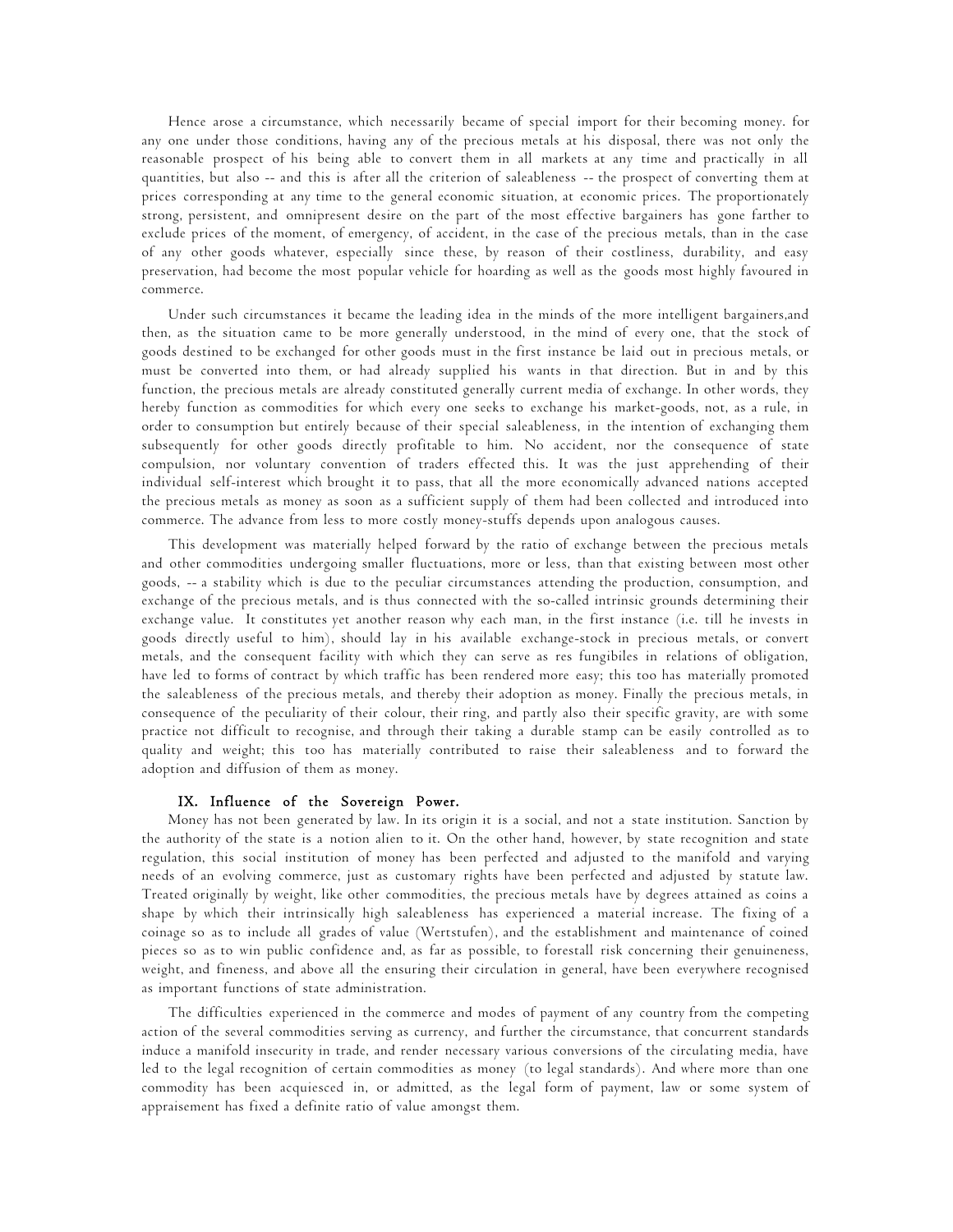Hence arose a circumstance, which necessarily became of special import for their becoming money. for any one under those conditions, having any of the precious metals at his disposal, there was not only the reasonable prospect of his being able to convert them in all markets at any time and practically in all quantities, but also -- and this is after all the criterion of saleableness -- the prospect of converting them at prices corresponding at any time to the general economic situation, at economic prices. The proportionately strong, persistent, and omnipresent desire on the part of the most effective bargainers has gone farther to exclude prices of the moment, of emergency, of accident, in the case of the precious metals, than in the case of any other goods whatever, especially since these, by reason of their costliness, durability, and easy preservation, had become the most popular vehicle for hoarding as well as the goods most highly favoured in commerce.

Under such circumstances it became the leading idea in the minds of the more intelligent bargainers,and then, as the situation came to be more generally understood, in the mind of every one, that the stock of goods destined to be exchanged for other goods must in the first instance be laid out in precious metals, or must be converted into them, or had already supplied his wants in that direction. But in and by this function, the precious metals are already constituted generally current media of exchange. In other words, they hereby function as commodities for which every one seeks to exchange his market-goods, not, as a rule, in order to consumption but entirely because of their special saleableness, in the intention of exchanging them subsequently for other goods directly profitable to him. No accident, nor the consequence of state compulsion, nor voluntary convention of traders effected this. It was the just apprehending of their individual self-interest which brought it to pass, that all the more economically advanced nations accepted the precious metals as money as soon as a sufficient supply of them had been collected and introduced into commerce. The advance from less to more costly money-stuffs depends upon analogous causes.

This development was materially helped forward by the ratio of exchange between the precious metals and other commodities undergoing smaller fluctuations, more or less, than that existing between most other goods, -- a stability which is due to the peculiar circumstances attending the production, consumption, and exchange of the precious metals, and is thus connected with the so-called intrinsic grounds determining their exchange value. It constitutes yet another reason why each man, in the first instance (i.e. till he invests in goods directly useful to him), should lay in his available exchange-stock in precious metals, or convert metals, and the consequent facility with which they can serve as res fungibiles in relations of obligation, have led to forms of contract by which traffic has been rendered more easy; this too has materially promoted the saleableness of the precious metals, and thereby their adoption as money. Finally the precious metals, in consequence of the peculiarity of their colour, their ring, and partly also their specific gravity, are with some practice not difficult to recognise, and through their taking a durable stamp can be easily controlled as to quality and weight; this too has materially contributed to raise their saleableness and to forward the adoption and diffusion of them as money.

## IX. Influence of the Sovereign Power.

Money has not been generated by law. In its origin it is a social, and not a state institution. Sanction by the authority of the state is a notion alien to it. On the other hand, however, by state recognition and state regulation, this social institution of money has been perfected and adjusted to the manifold and varying needs of an evolving commerce, just as customary rights have been perfected and adjusted by statute law. Treated originally by weight, like other commodities, the precious metals have by degrees attained as coins a shape by which their intrinsically high saleableness has experienced a material increase. The fixing of a coinage so as to include all grades of value (Wertstufen), and the establishment and maintenance of coined pieces so as to win public confidence and, as far as possible, to forestall risk concerning their genuineness, weight, and fineness, and above all the ensuring their circulation in general, have been everywhere recognised as important functions of state administration.

The difficulties experienced in the commerce and modes of payment of any country from the competing action of the several commodities serving as currency, and further the circumstance, that concurrent standards induce a manifold insecurity in trade, and render necessary various conversions of the circulating media, have led to the legal recognition of certain commodities as money (to legal standards). And where more than one commodity has been acquiesced in, or admitted, as the legal form of payment, law or some system of appraisement has fixed a definite ratio of value amongst them.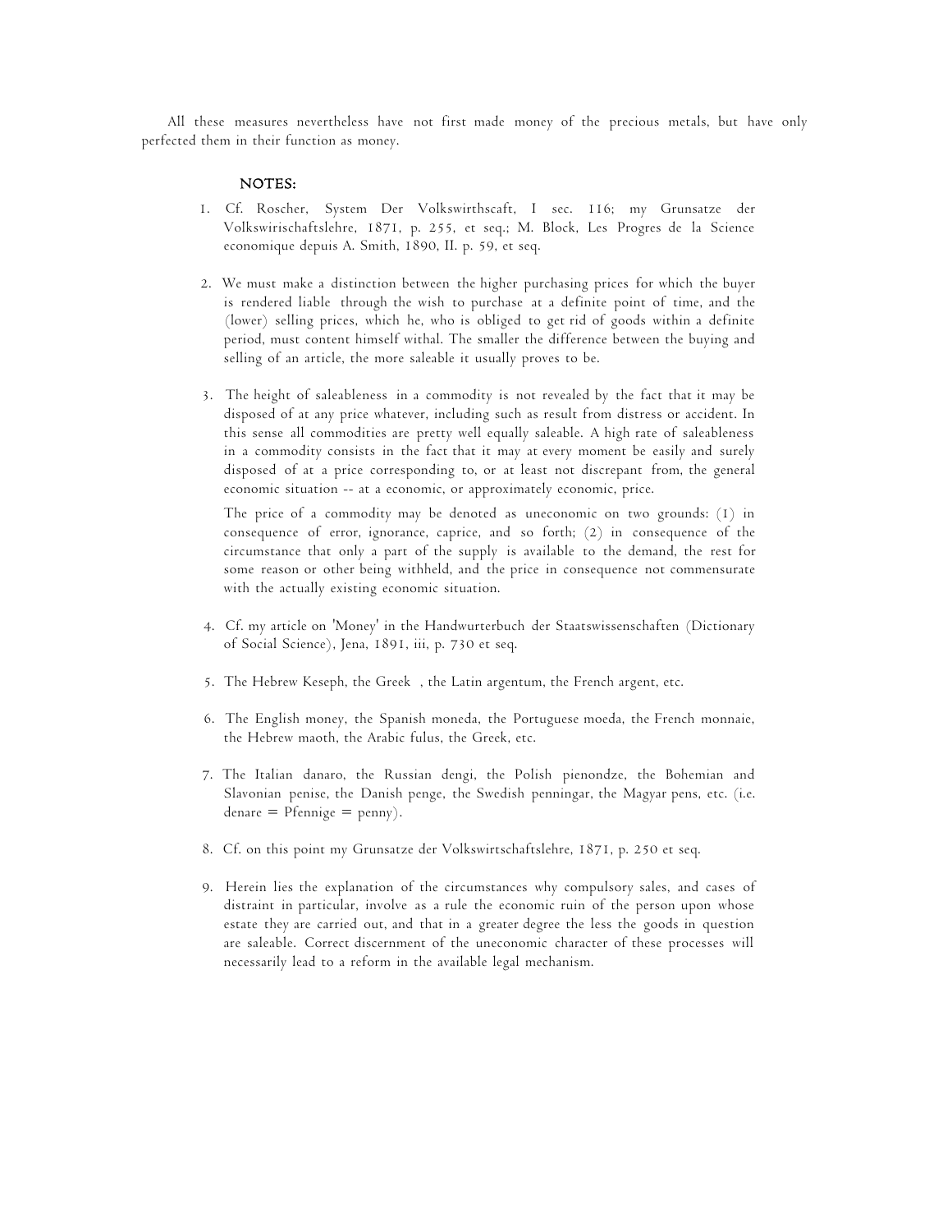All these measures nevertheless have not first made money of the precious metals, but have only perfected them in their function as money.

## NOTES:

1. Cf. Roscher, System Der Volkswirthscaft, I sec. 116; my Grunsatze der Volkswirischaftslehre, 1871, p. 255, et seq.; M. Block, Les Progres de la Science economique depuis A. Smith, 1890, II. p. 59, et seq.

2. We must make a distinction between the higher purchasing prices for which the buyer is rendered liable through the wish to purchase at a definite point of time, and the (lower) selling prices, which he, who is obliged to get rid of goods within a definite period, must content himself withal. The smaller the difference between the buying and selling of an article, the more saleable it usually proves to be.

3. The height of saleableness in a commodity is not revealed by the fact that it may be disposed of at any price whatever, including such as result from distress or accident. In this sense all commodities are pretty well equally saleable. A high rate of saleableness in a commodity consists in the fact that it may at every moment be easily and surely disposed of at a price corresponding to, or at least not discrepant from, the general economic situation -- at a economic, or approximately economic, price.

   The price of a commodity may be denoted as uneconomic on two grounds: (1) in consequence of error, ignorance, caprice, and so forth; (2) in consequence of the circumstance that only a part of the supply is available to the demand, the rest for some reason or other being withheld, and the price in consequence not commensurate with the actually existing economic situation.

4. Cf. my article on 'Money' in the Handwurterbuch der Staatswissenschaften (Dictionary of Social Science), Jena, 1891, iii, p. 730 et seq.

5. The Hebrew Keseph, the Greek , the Latin argentum, the French argent, etc.

6. The English money, the Spanish moneda, the Portuguese moeda, the French monnaie, the Hebrew maoth, the Arabic fulus, the Greek, etc.

7. The Italian danaro, the Russian dengi, the Polish pienondze, the Bohemian and Slavonian penise, the Danish penge, the Swedish penningar, the Magyar pens, etc. (i.e. denare = Pfennige = penny).

8. Cf. on this point my Grunsatze der Volkswirtschaftslehre, 1871, p. 250 et seq.

9. Herein lies the explanation of the circumstances why compulsory sales, and cases of distraint in particular, involve as a rule the economic ruin of the person upon whose estate they are carried out, and that in a greater degree the less the goods in question are saleable. Correct discernment of the uneconomic character of these processes will necessarily lead to a reform in the available legal mechanism.